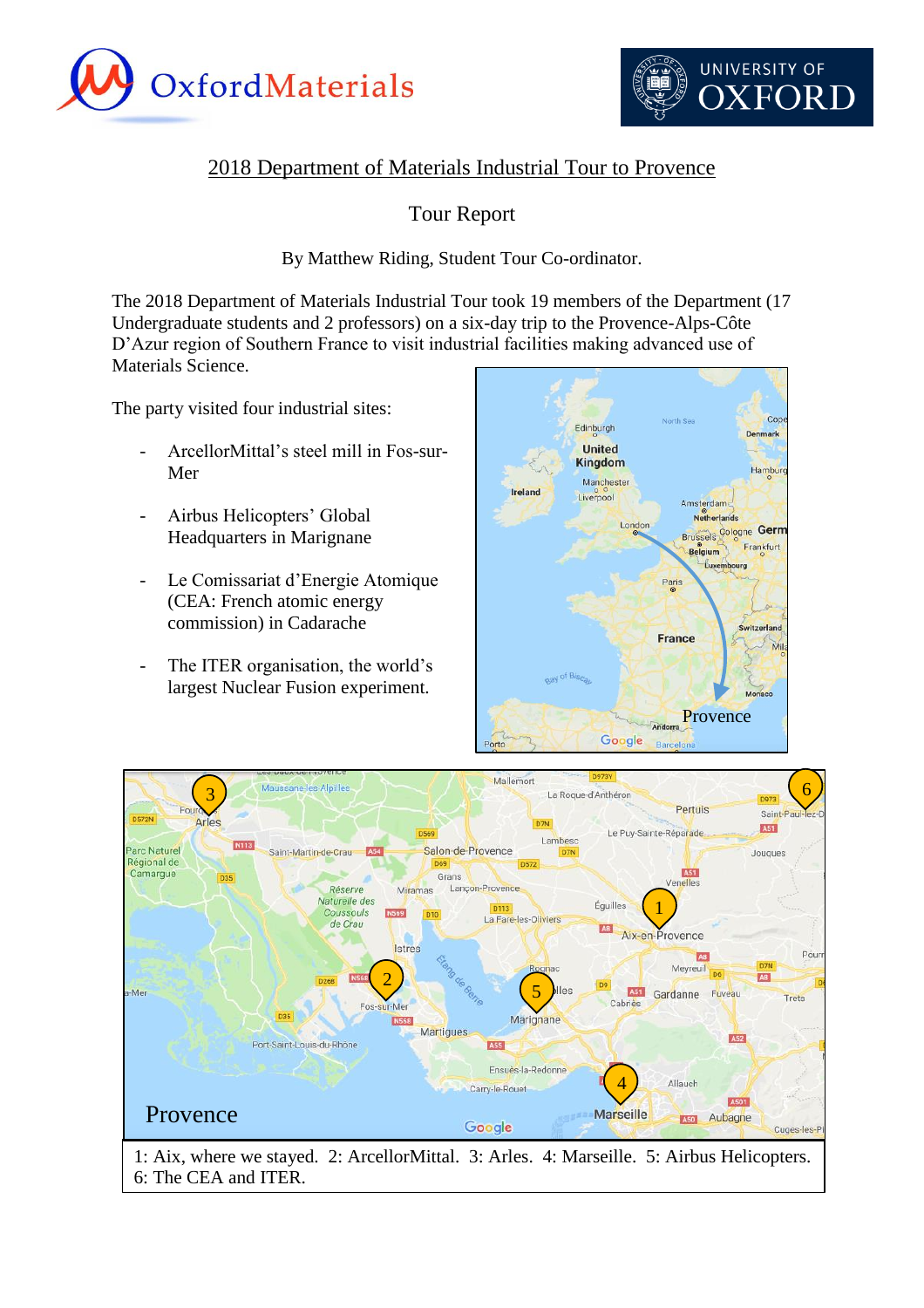# 2018 Department of Materials Industrial Tour to Provence

## Tour Report

By Matthew Riding, Student Tour Co-ordinator.

The 2018 Department of Materials Industrial Tour took 19 members of the Department (17 Undergraduate students and 2 professors) on a six-day trip to the Provence-Alps-Côte D'Azur region of Southern France to visit industrial facilities making advanced use of Materials Science.

The party visited four industrial sites:

- ArcellorMittal's steel mill in Fos-sur-Mer
- Airbus Helicopters' Global Headquarters in Marignane
- Le Comissariat d'Energie Atomique (CEA: French atomic energy commission) in Cadarache
- The ITER organisation, the world's largest Nuclear Fusion experiment.

1: Aix, where we stayed. 2: ArcellorMittal. 3: Arles. 4: Marseille. 5: Airbus Helicopters. 6: The CEA and ITER.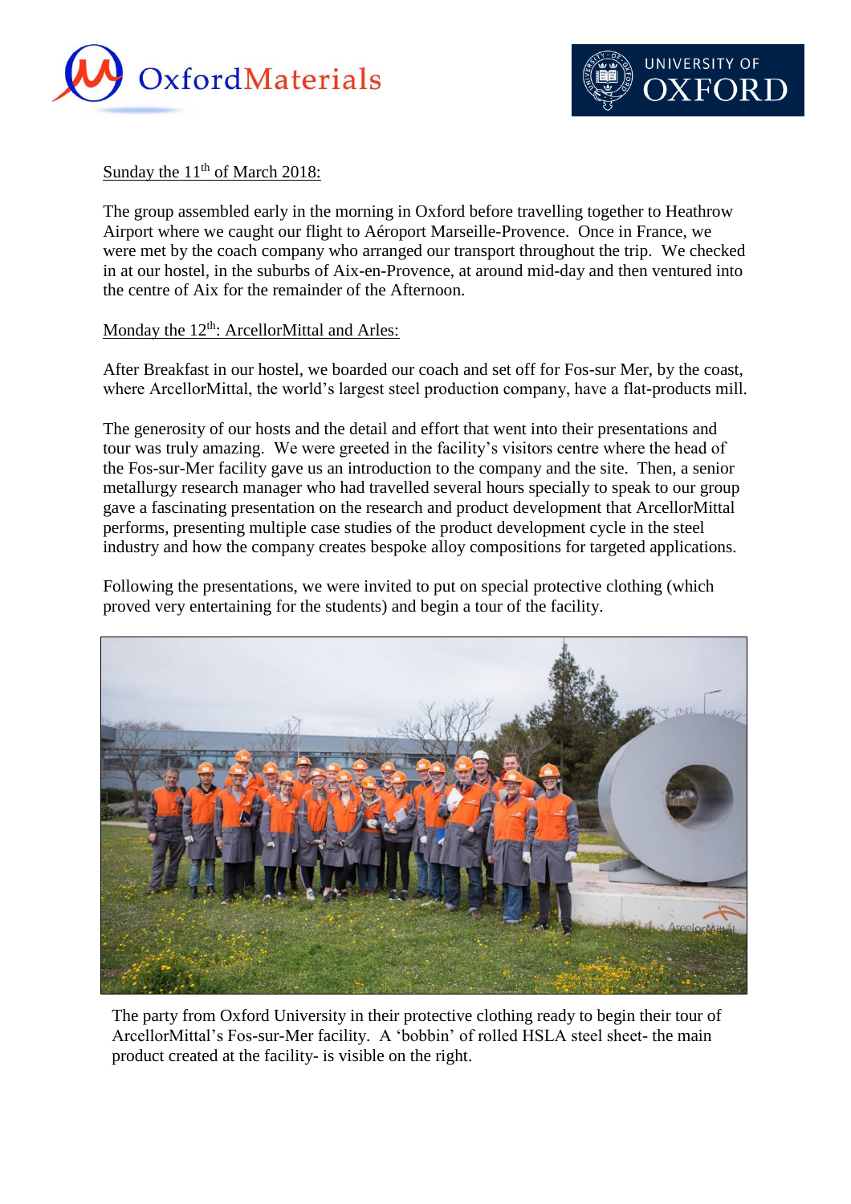Sunday the 11th of March 2018:

The group assembled early in the morning in Oxford before travelling together to Heathrow Airport where we caught our flight to Aéroport Marseille-Provence. Once in France, we were met by the coach company who arranged our transport throughout the trip. We checked in at our hostel, in the suburbs of Aix-en-Provence, at around mid-day and then ventured into the centre of Aix for the remainder of the Afternoon.

Monday the 12th: ArcellorMittal and Arles:

After Breakfast in our hostel, we boarded our coach and set off for Fos-sur Mer, by the coast, where ArcellorMittal, the world's largest steel production company, have a flat-products mill.

The generosity of our hosts and the detail and effort that went into their presentations and tour was truly amazing. We were greeted in the facility's visitors centre where the head of the Fos-sur-Mer facility gave us an introduction to the company and the site. Then, a senior metallurgy research manager who had travelled several hours specially to speak to our group gave a fascinating presentation on the research and product development that ArcellorMittal performs, presenting multiple case studies of the product development cycle in the steel industry and how the company creates bespoke alloy compositions for targeted applications.

Following the presentations, we were invited to put on special protective clothing (which proved very entertaining for the students) and begin a tour of the facility.

The party from Oxford University in their protective clothing ready to begin their tour of ArcellorMittal's Fos-sur-Mer facility. A 'bobbin' of rolled HSLA steel sheet- the main product created at the facility- is visible on the right.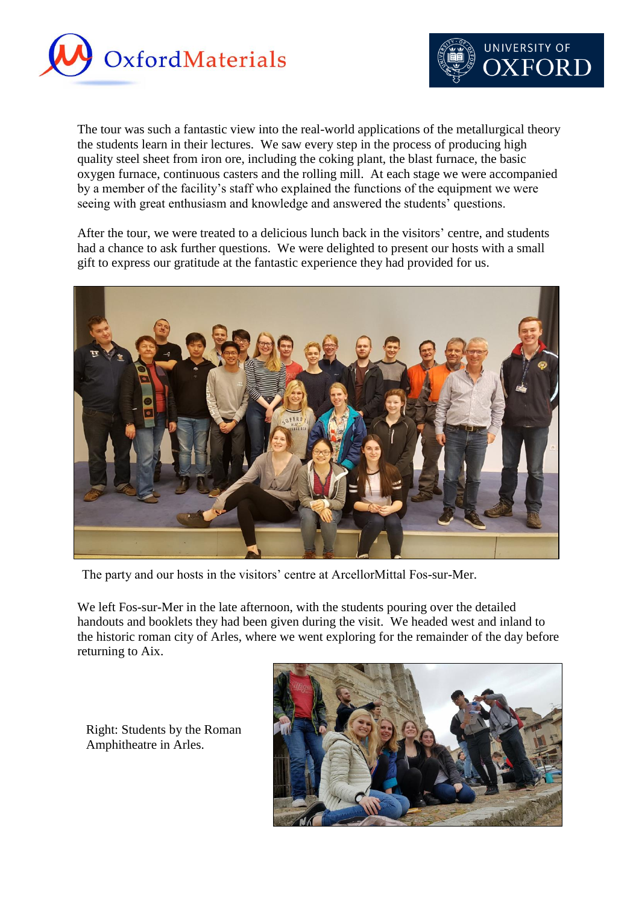The tour was such a fantastic view into the real-world applications of the metallurgical theory the students learn in their lectures. We saw every step in the process of producing high quality steel sheet from iron ore, including the coking plant, the blast furnace, the basic oxygen furnace, continuous casters and the rolling mill. At each stage we were accompanied by a member of the facility's staff who explained the functions of the equipment we were seeing with great enthusiasm and knowledge and answered the students' questions.

After the tour, we were treated to a delicious lunch back in the visitors' centre, and students had a chance to ask further questions. We were delighted to present our hosts with a small gift to express our gratitude at the fantastic experience they had provided for us.

The party and our hosts in the visitors' centre at ArcellorMittal Fos-sur-Mer.

We left Fos-sur-Mer in the late afternoon, with the students pouring over the detailed handouts and booklets they had been given during the visit. We headed west and inland to the historic roman city of Arles, where we went exploring for the remainder of the day before returning to Aix.

Right: Students by the Roman Amphitheatre in Arles.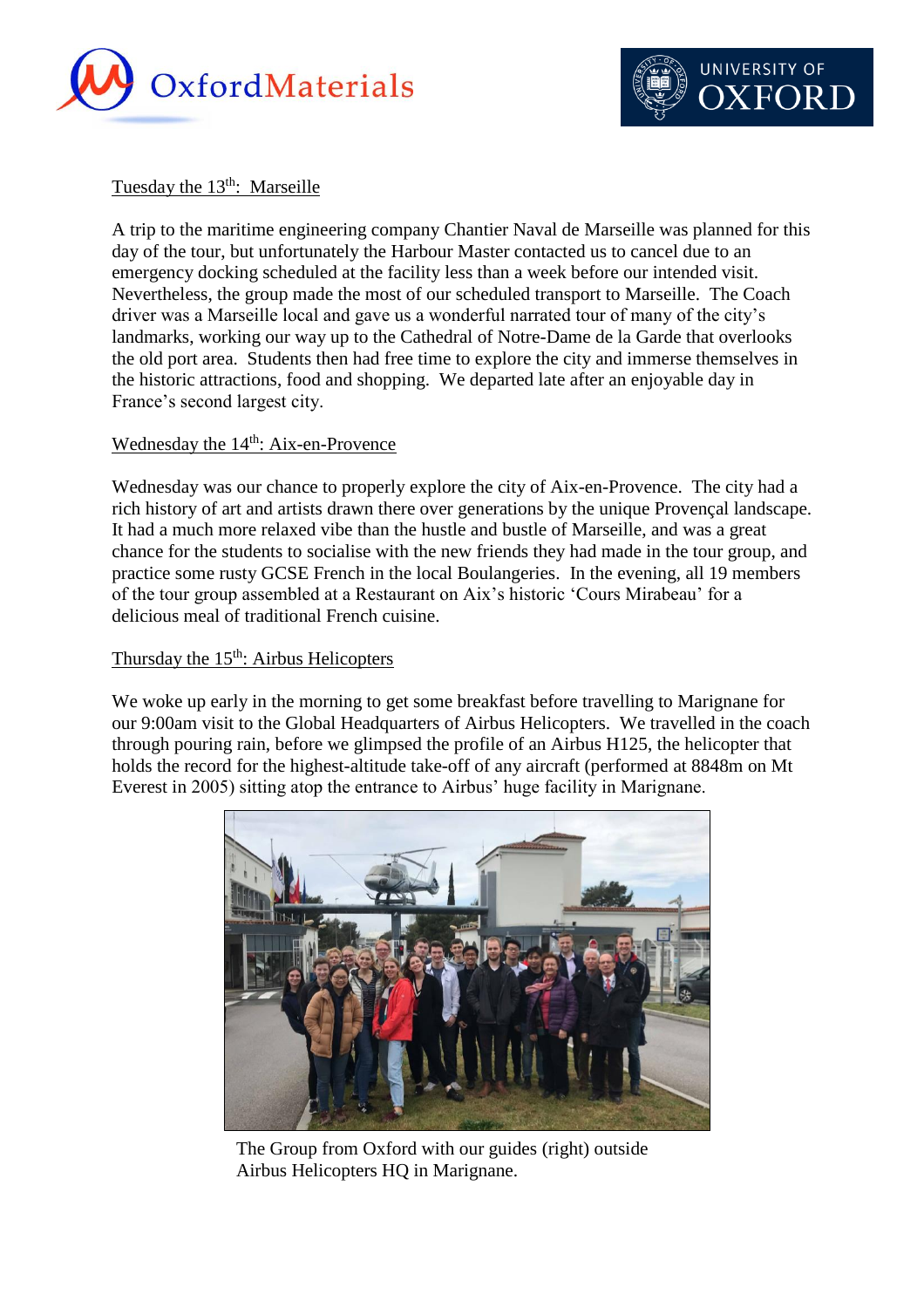Tuesday the 13th: Marseille

A trip to the maritime engineering company Chantier Naval de Marseille was planned for this day of the tour, but unfortunately the Harbour Master contacted us to cancel due to an emergency docking scheduled at the facility less than a week before our intended visit. Nevertheless, the group made the most of our scheduled transport to Marseille. The Coach driver was a Marseille local and gave us a wonderful narrated tour of many of the city's landmarks, working our way up to the Cathedral of Notre-Dame de la Garde that overlooks the old port area. Students then had free time to explore the city and immerse themselves in the historic attractions, food and shopping. We departed late after an enjoyable day in France's second largest city.

Wednesday the 14th: Aix-en-Provence

Wednesday was our chance to properly explore the city of Aix-en-Provence. The city had a rich history of art and artists drawn there over generations by the unique Provençal landscape. It had a much more relaxed vibe than the hustle and bustle of Marseille, and was a great chance for the students to socialise with the new friends they had made in the tour group, and practice some rusty GCSE French in the local Boulangeries. In the evening, all 19 members of the tour group assembled at a Restaurant on Aix's historic 'Cours Mirabeau' for a delicious meal of traditional French cuisine.

Thursday the 15th: Airbus Helicopters

We woke up early in the morning to get some breakfast before travelling to Marignane for our 9:00am visit to the Global Headquarters of Airbus Helicopters. We travelled in the coach through pouring rain, before we glimpsed the profile of an Airbus H125, the helicopter that holds the record for the highest-altitude take-off of any aircraft (performed at 8848m on Mt Everest in 2005) sitting atop the entrance to Airbus' huge facility in Marignane.

The Group from Oxford with our guides (right) outside Airbus Helicopters HQ in Marignane.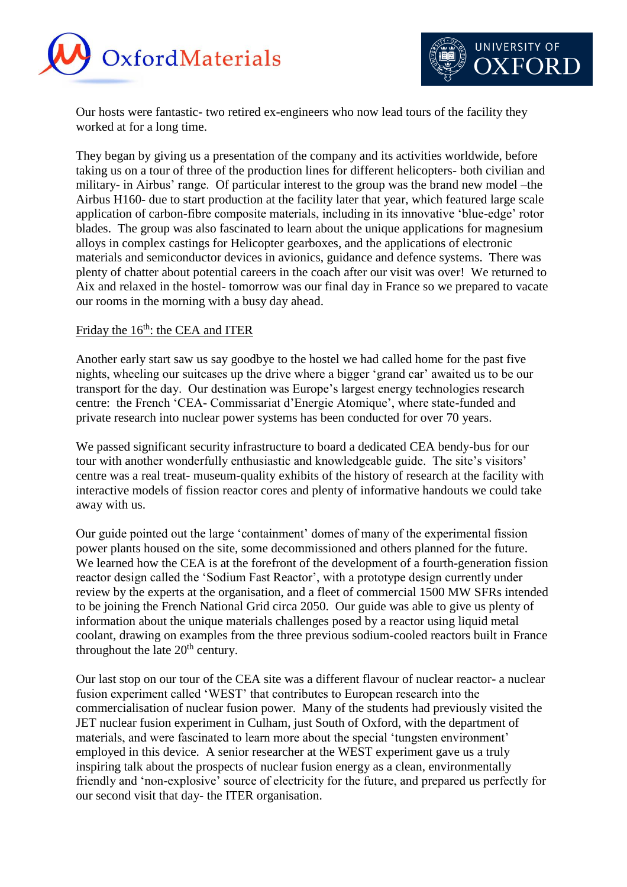Our hosts were fantastic- two retired ex-engineers who now lead tours of the facility they worked at for a long time.

They began by giving us a presentation of the company and its activities worldwide, before taking us on a tour of three of the production lines for different helicopters- both civilian and military- in Airbus' range. Of particular interest to the group was the brand new model –the Airbus H160- due to start production at the facility later that year, which featured large scale application of carbon-fibre composite materials, including in its innovative 'blue-edge' rotor blades. The group was also fascinated to learn about the unique applications for magnesium alloys in complex castings for Helicopter gearboxes, and the applications of electronic materials and semiconductor devices in avionics, guidance and defence systems. There was plenty of chatter about potential careers in the coach after our visit was over! We returned to Aix and relaxed in the hostel- tomorrow was our final day in France so we prepared to vacate our rooms in the morning with a busy day ahead.

Friday the 16th: the CEA and ITER

Another early start saw us say goodbye to the hostel we had called home for the past five nights, wheeling our suitcases up the drive where a bigger 'grand car' awaited us to be our transport for the day. Our destination was Europe's largest energy technologies research centre: the French 'CEA- Commissariat d'Energie Atomique', where state-funded and private research into nuclear power systems has been conducted for over 70 years.

We passed significant security infrastructure to board a dedicated CEA bendy-bus for our tour with another wonderfully enthusiastic and knowledgeable guide. The site's visitors' centre was a real treat- museum-quality exhibits of the history of research at the facility with interactive models of fission reactor cores and plenty of informative handouts we could take away with us.

Our guide pointed out the large 'containment' domes of many of the experimental fission power plants housed on the site, some decommissioned and others planned for the future. We learned how the CEA is at the forefront of the development of a fourth-generation fission reactor design called the 'Sodium Fast Reactor', with a prototype design currently under review by the experts at the organisation, and a fleet of commercial 1500 MW SFRs intended to be joining the French National Grid circa 2050. Our guide was able to give us plenty of information about the unique materials challenges posed by a reactor using liquid metal coolant, drawing on examples from the three previous sodium-cooled reactors built in France throughout the late 20th century.

Our last stop on our tour of the CEA site was a different flavour of nuclear reactor- a nuclear fusion experiment called 'WEST' that contributes to European research into the commercialisation of nuclear fusion power. Many of the students had previously visited the JET nuclear fusion experiment in Culham, just South of Oxford, with the department of materials, and were fascinated to learn more about the special 'tungsten environment' employed in this device. A senior researcher at the WEST experiment gave us a truly inspiring talk about the prospects of nuclear fusion energy as a clean, environmentally friendly and 'non-explosive' source of electricity for the future, and prepared us perfectly for our second visit that day- the ITER organisation.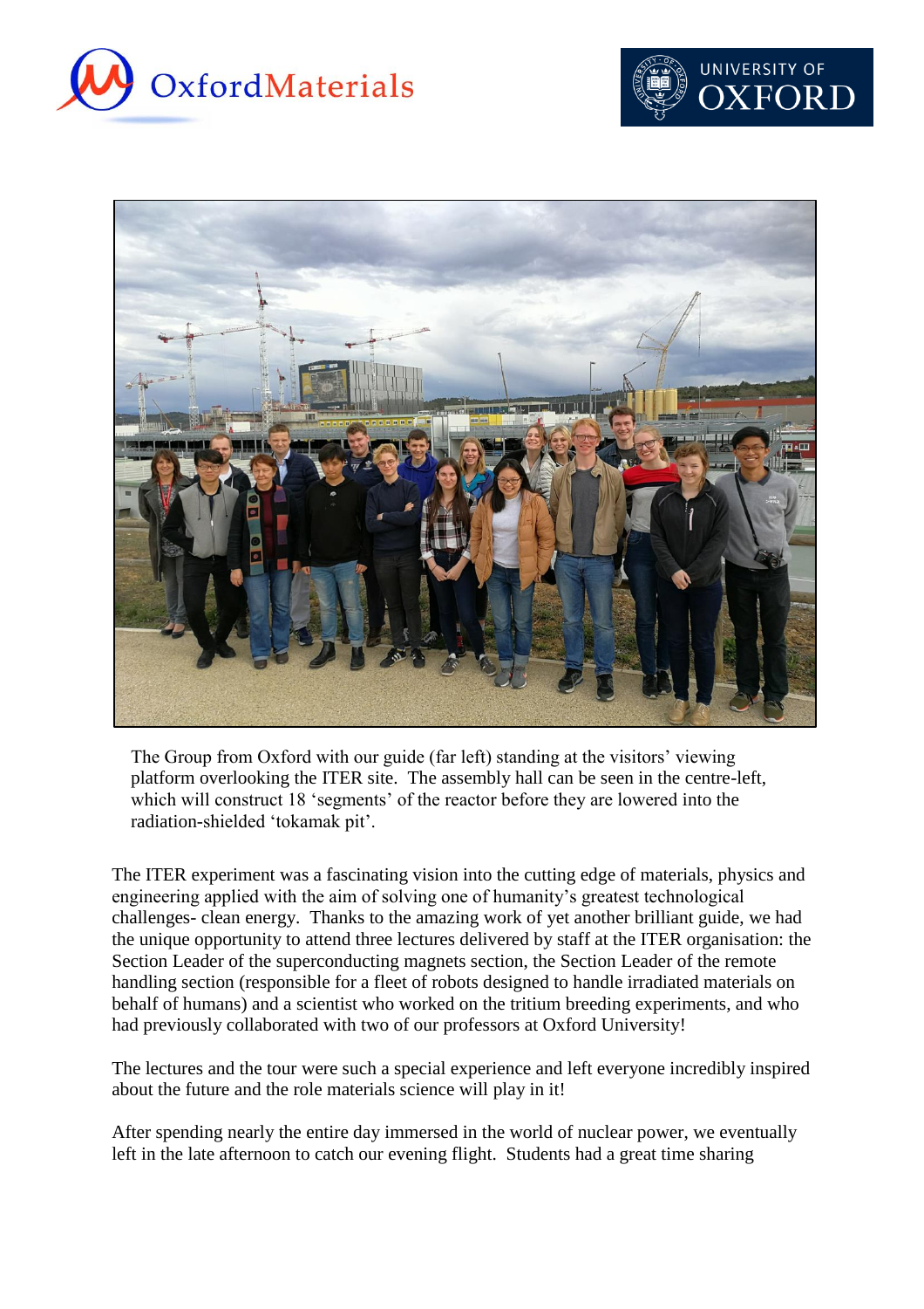The Group from Oxford with our guide (far left) standing at the visitors' viewing platform overlooking the ITER site. The assembly hall can be seen in the centre-left, which will construct 18 'segments' of the reactor before they are lowered into the radiation-shielded 'tokamak pit'.

The ITER experiment was a fascinating vision into the cutting edge of materials, physics and engineering applied with the aim of solving one of humanity's greatest technological challenges- clean energy. Thanks to the amazing work of yet another brilliant guide, we had the unique opportunity to attend three lectures delivered by staff at the ITER organisation: the Section Leader of the superconducting magnets section, the Section Leader of the remote handling section (responsible for a fleet of robots designed to handle irradiated materials on behalf of humans) and a scientist who worked on the tritium breeding experiments, and who had previously collaborated with two of our professors at Oxford University!

The lectures and the tour were such a special experience and left everyone incredibly inspired about the future and the role materials science will play in it!

After spending nearly the entire day immersed in the world of nuclear power, we eventually left in the late afternoon to catch our evening flight. Students had a great time sharing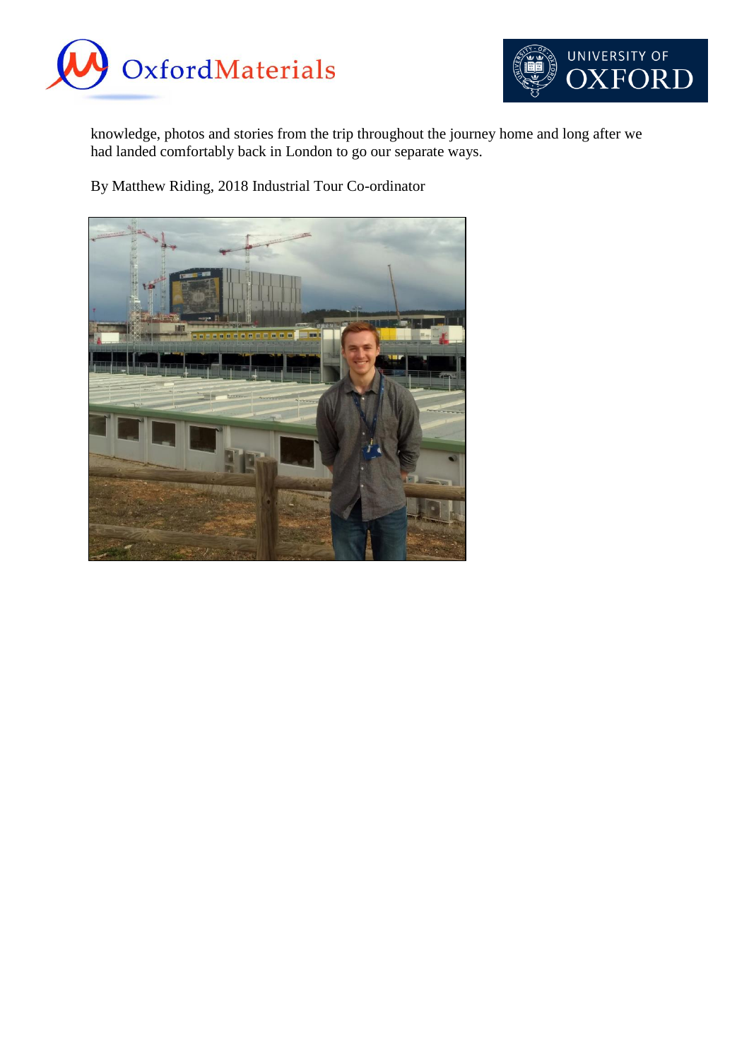knowledge, photos and stories from the trip throughout the journey home and long after we had landed comfortably back in London to go our separate ways.

By Matthew Riding, 2018 Industrial Tour Co-ordinator